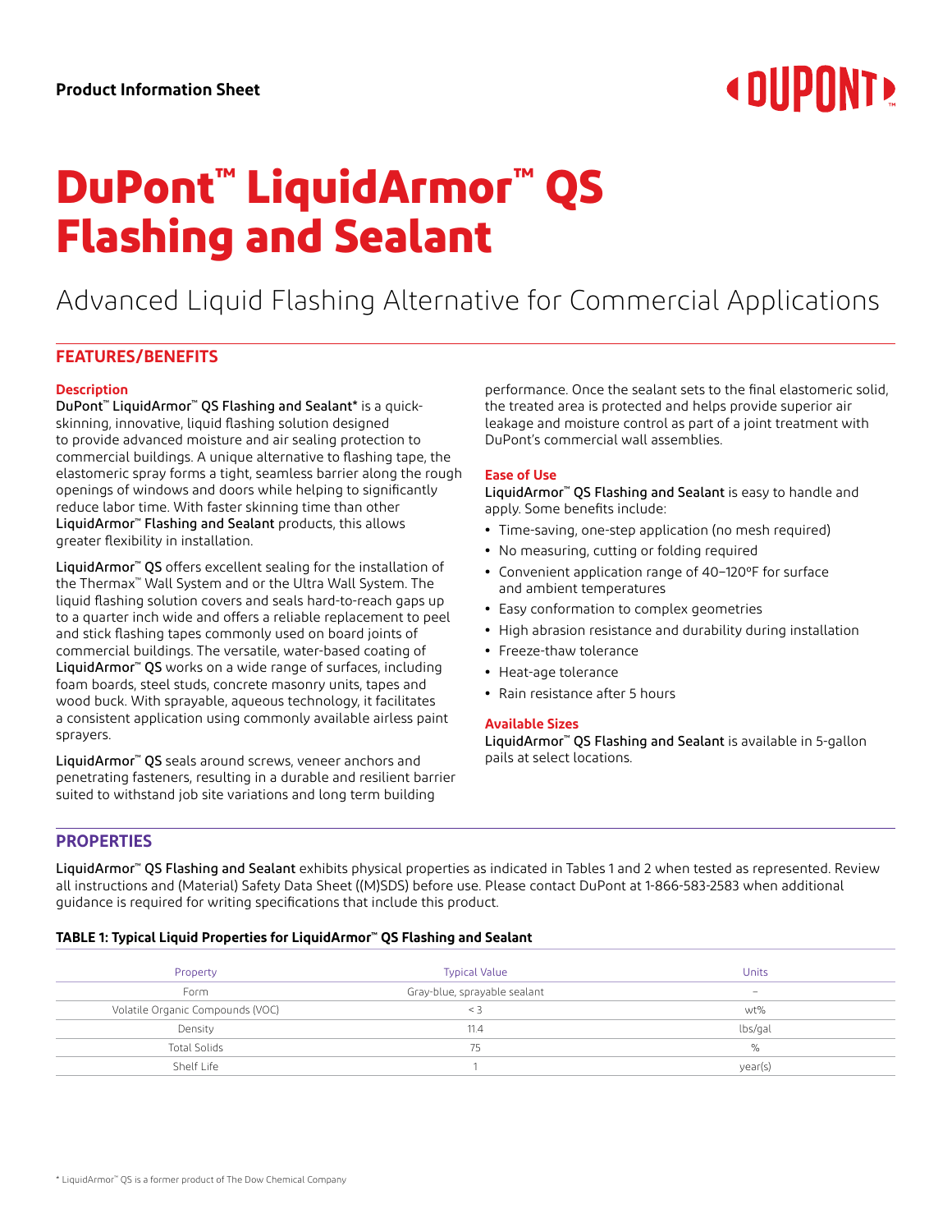Product Information Sheet

# DuPont™ LiquidArmor™ QS Flashing and Sealant

Advanced Liquid Flashing Alternative for Commercial Applications

## FEATURES/BENEFITS

### Description

DuPont™ LiquidArmor™ QS Flashing and Sealant* is a quick-skinning, innovative, liquid flashing solution designed to provide advanced moisture and air sealing protection to commercial buildings. A unique alternative to flashing tape, the elastomeric spray forms a tight, seamless barrier along the rough openings of windows and doors while helping to significantly reduce labor time. With faster skinning time than other LiquidArmor™ Flashing and Sealant products, this allows greater flexibility in installation.

LiquidArmor™ QS offers excellent sealing for the installation of the Thermax™ Wall System and or the Ultra Wall System. The liquid flashing solution covers and seals hard-to-reach gaps up to a quarter inch wide and offers a reliable replacement to peel and stick flashing tapes commonly used on board joints of commercial buildings. The versatile, water-based coating of LiquidArmor™ QS works on a wide range of surfaces, including foam boards, steel studs, concrete masonry units, tapes and wood buck. With sprayable, aqueous technology, it facilitates a consistent application using commonly available airless paint sprayers.

LiquidArmor™ QS seals around screws, veneer anchors and penetrating fasteners, resulting in a durable and resilient barrier suited to withstand job site variations and long term building performance. Once the sealant sets to the final elastomeric solid, the treated area is protected and helps provide superior air leakage and moisture control as part of a joint treatment with DuPont's commercial wall assemblies.

### Ease of Use

LiquidArmor™ QS Flashing and Sealant is easy to handle and apply. Some benefits include:

- Time-saving, one-step application (no mesh required)
- No measuring, cutting or folding required
- Convenient application range of 40–120ºF for surface and ambient temperatures
- Easy conformation to complex geometries
- High abrasion resistance and durability during installation
- Freeze-thaw tolerance
- Heat-age tolerance
- Rain resistance after 5 hours

### Available Sizes

LiquidArmor™ QS Flashing and Sealant is available in 5-gallon pails at select locations.

## PROPERTIES

LiquidArmor™ QS Flashing and Sealant exhibits physical properties as indicated in Tables 1 and 2 when tested as represented. Review all instructions and (Material) Safety Data Sheet ((M)SDS) before use. Please contact DuPont at 1-866-583-2583 when additional guidance is required for writing specifications that include this product.

**TABLE 1: Typical Liquid Properties for LiquidArmor™ QS Flashing and Sealant**

| Property | Typical Value | Units |
|---|---|---|
| Form | Gray-blue, sprayable sealant | – |
| Volatile Organic Compounds (VOC) | < 3 | wt% |
| Density | 11.4 | lbs/gal |
| Total Solids | 75 | % |
| Shelf Life | 1 | year(s) |

* LiquidArmor™ QS is a former product of The Dow Chemical Company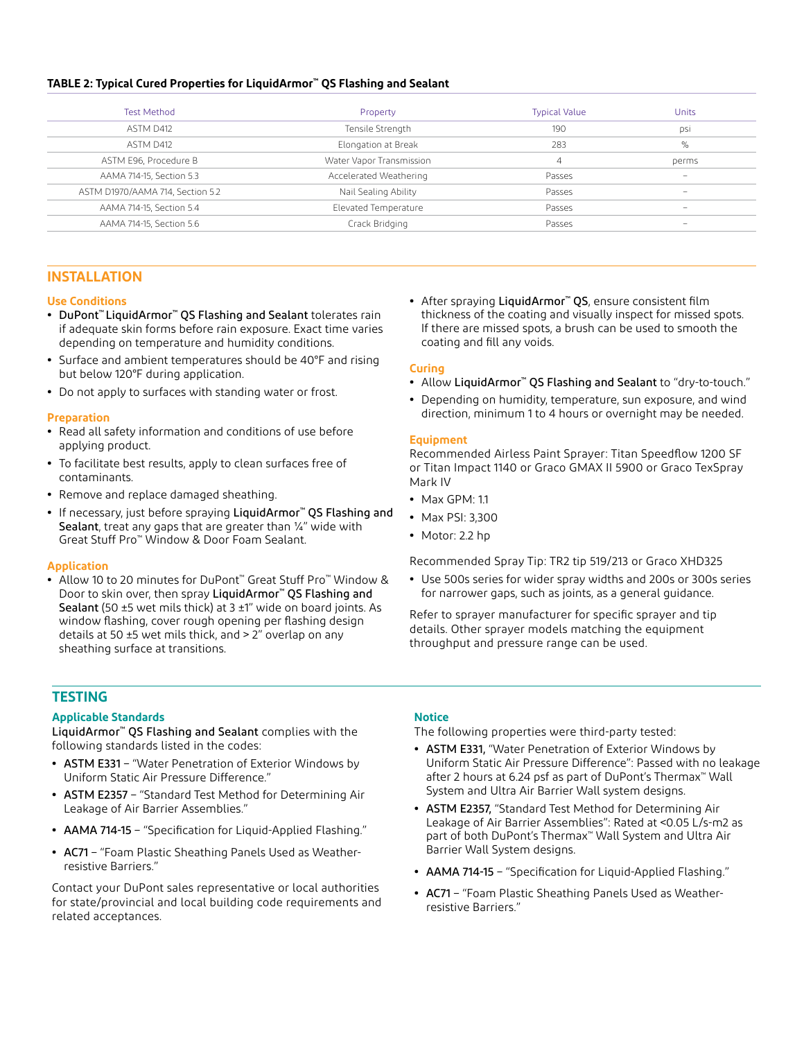**TABLE 2: Typical Cured Properties for LiquidArmor™ QS Flashing and Sealant**

| Test Method | Property | Typical Value | Units |
| --- | --- | --- | --- |
| ASTM D412 | Tensile Strength | 190 | psi |
| ASTM D412 | Elongation at Break | 283 | % |
| ASTM E96, Procedure B | Water Vapor Transmission | 4 | perms |
| AAMA 714-15, Section 5.3 | Accelerated Weathering | Passes | – |
| ASTM D1970/AAMA 714, Section 5.2 | Nail Sealing Ability | Passes | – |
| AAMA 714-15, Section 5.4 | Elevated Temperature | Passes | – |
| AAMA 714-15, Section 5.6 | Crack Bridging | Passes | – |

## INSTALLATION

### Use Conditions

- **DuPont™ LiquidArmor™ QS Flashing and Sealant** tolerates rain if adequate skin forms before rain exposure. Exact time varies depending on temperature and humidity conditions.
- Surface and ambient temperatures should be 40°F and rising but below 120°F during application.
- Do not apply to surfaces with standing water or frost.

### Preparation

- Read all safety information and conditions of use before applying product.
- To facilitate best results, apply to clean surfaces free of contaminants.
- Remove and replace damaged sheathing.
- If necessary, just before spraying **LiquidArmor™ QS Flashing and Sealant**, treat any gaps that are greater than ¼" wide with Great Stuff Pro™ Window & Door Foam Sealant.

### Application

- Allow 10 to 20 minutes for DuPont™ Great Stuff Pro™ Window & Door to skin over, then spray **LiquidArmor™ QS Flashing and Sealant** (50 ±5 wet mils thick) at 3 ±1" wide on board joints. As window flashing, cover rough opening per flashing design details at 50 ±5 wet mils thick, and > 2" overlap on any sheathing surface at transitions.
- After spraying **LiquidArmor™ QS**, ensure consistent film thickness of the coating and visually inspect for missed spots. If there are missed spots, a brush can be used to smooth the coating and fill any voids.

### Curing

- Allow **LiquidArmor™ QS Flashing and Sealant** to "dry-to-touch."
- Depending on humidity, temperature, sun exposure, and wind direction, minimum 1 to 4 hours or overnight may be needed.

### Equipment

Recommended Airless Paint Sprayer: Titan Speedflow 1200 SF or Titan Impact 1140 or Graco GMAX II 5900 or Graco TexSpray Mark IV

- Max GPM: 1.1
- Max PSI: 3,300
- Motor: 2.2 hp

Recommended Spray Tip: TR2 tip 519/213 or Graco XHD325

- Use 500s series for wider spray widths and 200s or 300s series for narrower gaps, such as joints, as a general guidance.

Refer to sprayer manufacturer for specific sprayer and tip details. Other sprayer models matching the equipment throughput and pressure range can be used.

## TESTING

### Applicable Standards

**LiquidArmor™ QS Flashing and Sealant** complies with the following standards listed in the codes:

- **ASTM E331** – "Water Penetration of Exterior Windows by Uniform Static Air Pressure Difference."
- **ASTM E2357** – "Standard Test Method for Determining Air Leakage of Air Barrier Assemblies."
- **AAMA 714-15** – "Specification for Liquid-Applied Flashing."
- **AC71** – "Foam Plastic Sheathing Panels Used as Weather-resistive Barriers."

Contact your DuPont sales representative or local authorities for state/provincial and local building code requirements and related acceptances.

### Notice

The following properties were third-party tested:

- **ASTM E331,** "Water Penetration of Exterior Windows by Uniform Static Air Pressure Difference": Passed with no leakage after 2 hours at 6.24 psf as part of DuPont's Thermax™ Wall System and Ultra Air Barrier Wall system designs.
- **ASTM E2357,** "Standard Test Method for Determining Air Leakage of Air Barrier Assemblies": Rated at <0.05 L/s-m2 as part of both DuPont's Thermax™ Wall System and Ultra Air Barrier Wall System designs.
- **AAMA 714-15** – "Specification for Liquid-Applied Flashing."
- **AC71** – "Foam Plastic Sheathing Panels Used as Weather-resistive Barriers."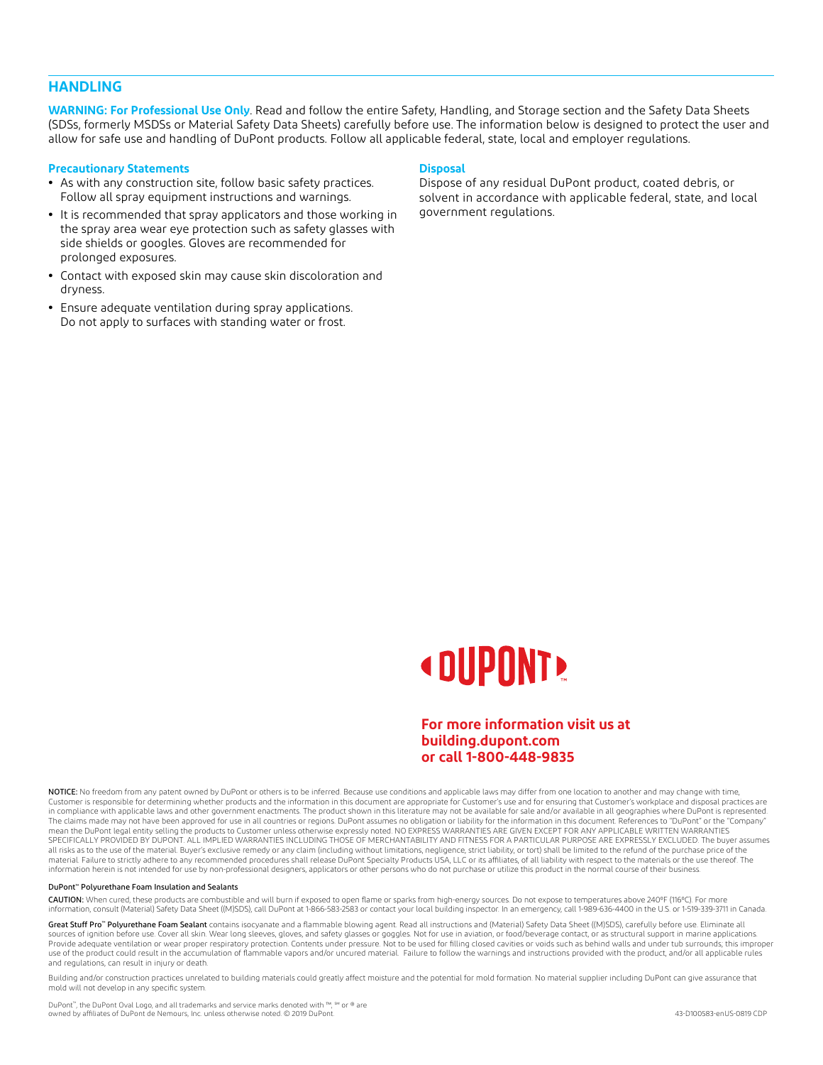## HANDLING

**WARNING: For Professional Use Only**. Read and follow the entire Safety, Handling, and Storage section and the Safety Data Sheets (SDSs, formerly MSDSs or Material Safety Data Sheets) carefully before use. The information below is designed to protect the user and allow for safe use and handling of DuPont products. Follow all applicable federal, state, local and employer regulations.

### Precautionary Statements

- As with any construction site, follow basic safety practices. Follow all spray equipment instructions and warnings.
- It is recommended that spray applicators and those working in the spray area wear eye protection such as safety glasses with side shields or googles. Gloves are recommended for prolonged exposures.
- Contact with exposed skin may cause skin discoloration and dryness.
- Ensure adequate ventilation during spray applications. Do not apply to surfaces with standing water or frost.

### Disposal

Dispose of any residual DuPont product, coated debris, or solvent in accordance with applicable federal, state, and local government regulations.

DUPONT™

**For more information visit us at building.dupont.com or call 1-800-448-9835**

**NOTICE:** No freedom from any patent owned by DuPont or others is to be inferred. Because use conditions and applicable laws may differ from one location to another and may change with time, Customer is responsible for determining whether products and the information in this document are appropriate for Customer's use and for ensuring that Customer's workplace and disposal practices are in compliance with applicable laws and other government enactments. The product shown in this literature may not be available for sale and/or available in all geographies where DuPont is represented. The claims made may not have been approved for use in all countries or regions. DuPont assumes no obligation or liability for the information in this document. References to "DuPont" or the "Company" mean the DuPont legal entity selling the products to Customer unless otherwise expressly noted. NO EXPRESS WARRANTIES ARE GIVEN EXCEPT FOR ANY APPLICABLE WRITTEN WARRANTIES SPECIFICALLY PROVIDED BY DUPONT. ALL IMPLIED WARRANTIES INCLUDING THOSE OF MERCHANTABILITY AND FITNESS FOR A PARTICULAR PURPOSE ARE EXPRESSLY EXCLUDED. The buyer assumes all risks as to the use of the material. Buyer's exclusive remedy or any claim (including without limitations, negligence, strict liability, or tort) shall be limited to the refund of the purchase price of the material. Failure to strictly adhere to any recommended procedures shall release DuPont Specialty Products USA, LLC or its affiliates, of all liability with respect to the materials or the use thereof. The information herein is not intended for use by non-professional designers, applicators or other persons who do not purchase or utilize this product in the normal course of their business.

DuPont™ Polyurethane Foam Insulation and Sealants

**CAUTION:** When cured, these products are combustible and will burn if exposed to open flame or sparks from high-energy sources. Do not expose to temperatures above 240°F (116°C). For more information, consult (Material) Safety Data Sheet ((M)SDS), call DuPont at 1-866-583-2583 or contact your local building inspector. In an emergency, call 1-989-636-4400 in the U.S. or 1-519-339-3711 in Canada.

**Great Stuff Pro™ Polyurethane Foam Sealant** contains isocyanate and a flammable blowing agent. Read all instructions and (Material) Safety Data Sheet ((M)SDS), carefully before use. Eliminate all sources of ignition before use. Cover all skin. Wear long sleeves, gloves, and safety glasses or goggles. Not for use in aviation, or food/beverage contact, or as structural support in marine applications. Provide adequate ventilation or wear proper respiratory protection. Contents under pressure. Not to be used for filling closed cavities or voids such as behind walls and under tub surrounds, this improper use of the product could result in the accumulation of flammable vapors and/or uncured material. Failure to follow the warnings and instructions provided with the product, and/or all applicable rules and regulations, can result in injury or death.

Building and/or construction practices unrelated to building materials could greatly affect moisture and the potential for mold formation. No material supplier including DuPont can give assurance that mold will not develop in any specific system.

DuPont™, the DuPont Oval Logo, and all trademarks and service marks denoted with ™, ℠ or ® are owned by affiliates of DuPont de Nemours, Inc. unless otherwise noted. © 2019 DuPont.

43-D100583-enUS-0819 CDP